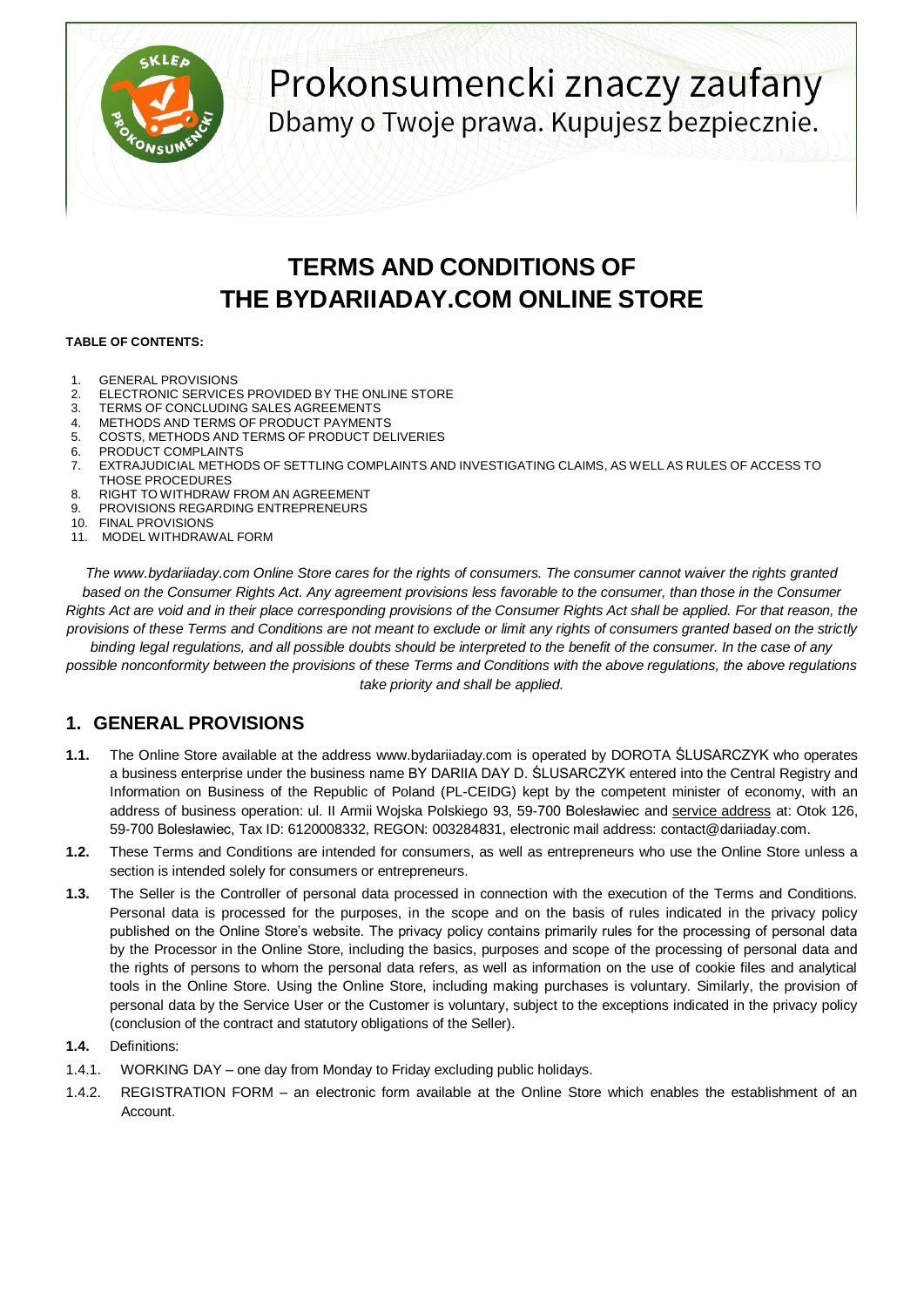Prokonsumencki znaczy zaufany
Dbamy o Twoje prawa. Kupujesz bezpiecznie.

# TERMS AND CONDITIONS OF THE BYDARIIADAY.COM ONLINE STORE

**TABLE OF CONTENTS:**

1. GENERAL PROVISIONS
2. ELECTRONIC SERVICES PROVIDED BY THE ONLINE STORE
3. TERMS OF CONCLUDING SALES AGREEMENTS
4. METHODS AND TERMS OF PRODUCT PAYMENTS
5. COSTS, METHODS AND TERMS OF PRODUCT DELIVERIES
6. PRODUCT COMPLAINTS
7. EXTRAJUDICIAL METHODS OF SETTLING COMPLAINTS AND INVESTIGATING CLAIMS, AS WELL AS RULES OF ACCESS TO THOSE PROCEDURES
8. RIGHT TO WITHDRAW FROM AN AGREEMENT
9. PROVISIONS REGARDING ENTREPRENEURS
10. FINAL PROVISIONS
11. MODEL WITHDRAWAL FORM

*The www.bydariiaday.com Online Store cares for the rights of consumers. The consumer cannot waiver the rights granted based on the Consumer Rights Act. Any agreement provisions less favorable to the consumer, than those in the Consumer Rights Act are void and in their place corresponding provisions of the Consumer Rights Act shall be applied. For that reason, the provisions of these Terms and Conditions are not meant to exclude or limit any rights of consumers granted based on the strictly binding legal regulations, and all possible doubts should be interpreted to the benefit of the consumer. In the case of any possible nonconformity between the provisions of these Terms and Conditions with the above regulations, the above regulations take priority and shall be applied.*

## 1. GENERAL PROVISIONS

**1.1.** The Online Store available at the address www.bydariiaday.com is operated by DOROTA ŚLUSARCZYK who operates a business enterprise under the business name BY DARIIA DAY D. ŚLUSARCZYK entered into the Central Registry and Information on Business of the Republic of Poland (PL-CEIDG) kept by the competent minister of economy, with an address of business operation: ul. II Armii Wojska Polskiego 93, 59-700 Bolesławiec and service address at: Otok 126, 59-700 Bolesławiec, Tax ID: 6120008332, REGON: 003284831, electronic mail address: contact@dariiaday.com.

**1.2.** These Terms and Conditions are intended for consumers, as well as entrepreneurs who use the Online Store unless a section is intended solely for consumers or entrepreneurs.

**1.3.** The Seller is the Controller of personal data processed in connection with the execution of the Terms and Conditions. Personal data is processed for the purposes, in the scope and on the basis of rules indicated in the privacy policy published on the Online Store's website. The privacy policy contains primarily rules for the processing of personal data by the Processor in the Online Store, including the basics, purposes and scope of the processing of personal data and the rights of persons to whom the personal data refers, as well as information on the use of cookie files and analytical tools in the Online Store. Using the Online Store, including making purchases is voluntary. Similarly, the provision of personal data by the Service User or the Customer is voluntary, subject to the exceptions indicated in the privacy policy (conclusion of the contract and statutory obligations of the Seller).

**1.4.** Definitions:

1.4.1. WORKING DAY – one day from Monday to Friday excluding public holidays.

1.4.2. REGISTRATION FORM – an electronic form available at the Online Store which enables the establishment of an Account.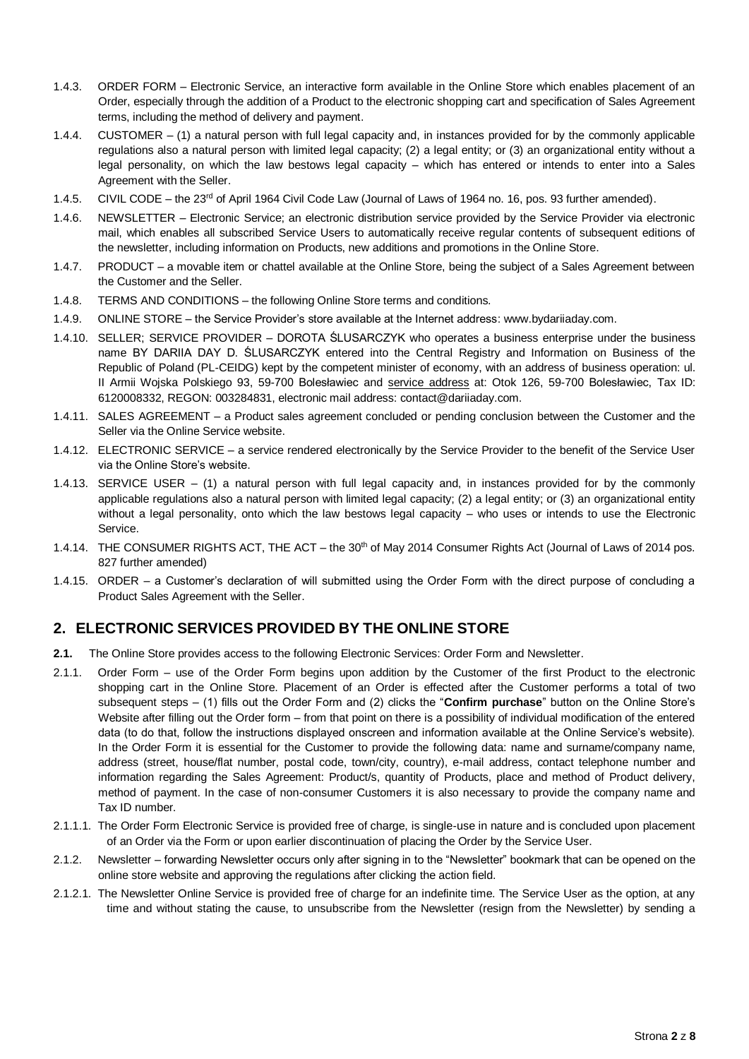1.4.3. ORDER FORM – Electronic Service, an interactive form available in the Online Store which enables placement of an Order, especially through the addition of a Product to the electronic shopping cart and specification of Sales Agreement terms, including the method of delivery and payment.

1.4.4. CUSTOMER – (1) a natural person with full legal capacity and, in instances provided for by the commonly applicable regulations also a natural person with limited legal capacity; (2) a legal entity; or (3) an organizational entity without a legal personality, on which the law bestows legal capacity – which has entered or intends to enter into a Sales Agreement with the Seller.

1.4.5. CIVIL CODE – the 23rd of April 1964 Civil Code Law (Journal of Laws of 1964 no. 16, pos. 93 further amended).

1.4.6. NEWSLETTER – Electronic Service; an electronic distribution service provided by the Service Provider via electronic mail, which enables all subscribed Service Users to automatically receive regular contents of subsequent editions of the newsletter, including information on Products, new additions and promotions in the Online Store.

1.4.7. PRODUCT – a movable item or chattel available at the Online Store, being the subject of a Sales Agreement between the Customer and the Seller.

1.4.8. TERMS AND CONDITIONS – the following Online Store terms and conditions.

1.4.9. ONLINE STORE – the Service Provider's store available at the Internet address: www.bydariiaday.com.

1.4.10. SELLER; SERVICE PROVIDER – DOROTA ŚLUSARCZYK who operates a business enterprise under the business name BY DARIIA DAY D. ŚLUSARCZYK entered into the Central Registry and Information on Business of the Republic of Poland (PL-CEIDG) kept by the competent minister of economy, with an address of business operation: ul. II Armii Wojska Polskiego 93, 59-700 Bolesławiec and service address at: Otok 126, 59-700 Bolesławiec, Tax ID: 6120008332, REGON: 003284831, electronic mail address: contact@dariiaday.com.

1.4.11. SALES AGREEMENT – a Product sales agreement concluded or pending conclusion between the Customer and the Seller via the Online Service website.

1.4.12. ELECTRONIC SERVICE – a service rendered electronically by the Service Provider to the benefit of the Service User via the Online Store's website.

1.4.13. SERVICE USER – (1) a natural person with full legal capacity and, in instances provided for by the commonly applicable regulations also a natural person with limited legal capacity; (2) a legal entity; or (3) an organizational entity without a legal personality, onto which the law bestows legal capacity – who uses or intends to use the Electronic Service.

1.4.14. THE CONSUMER RIGHTS ACT, THE ACT – the 30th of May 2014 Consumer Rights Act (Journal of Laws of 2014 pos. 827 further amended)

1.4.15. ORDER – a Customer's declaration of will submitted using the Order Form with the direct purpose of concluding a Product Sales Agreement with the Seller.

## 2. ELECTRONIC SERVICES PROVIDED BY THE ONLINE STORE

**2.1.** The Online Store provides access to the following Electronic Services: Order Form and Newsletter.

2.1.1. Order Form – use of the Order Form begins upon addition by the Customer of the first Product to the electronic shopping cart in the Online Store. Placement of an Order is effected after the Customer performs a total of two subsequent steps – (1) fills out the Order Form and (2) clicks the "**Confirm purchase**" button on the Online Store's Website after filling out the Order form – from that point on there is a possibility of individual modification of the entered data (to do that, follow the instructions displayed onscreen and information available at the Online Service's website). In the Order Form it is essential for the Customer to provide the following data: name and surname/company name, address (street, house/flat number, postal code, town/city, country), e-mail address, contact telephone number and information regarding the Sales Agreement: Product/s, quantity of Products, place and method of Product delivery, method of payment. In the case of non-consumer Customers it is also necessary to provide the company name and Tax ID number.

2.1.1.1. The Order Form Electronic Service is provided free of charge, is single-use in nature and is concluded upon placement of an Order via the Form or upon earlier discontinuation of placing the Order by the Service User.

2.1.2. Newsletter – forwarding Newsletter occurs only after signing in to the "Newsletter" bookmark that can be opened on the online store website and approving the regulations after clicking the action field.

2.1.2.1. The Newsletter Online Service is provided free of charge for an indefinite time. The Service User as the option, at any time and without stating the cause, to unsubscribe from the Newsletter (resign from the Newsletter) by sending a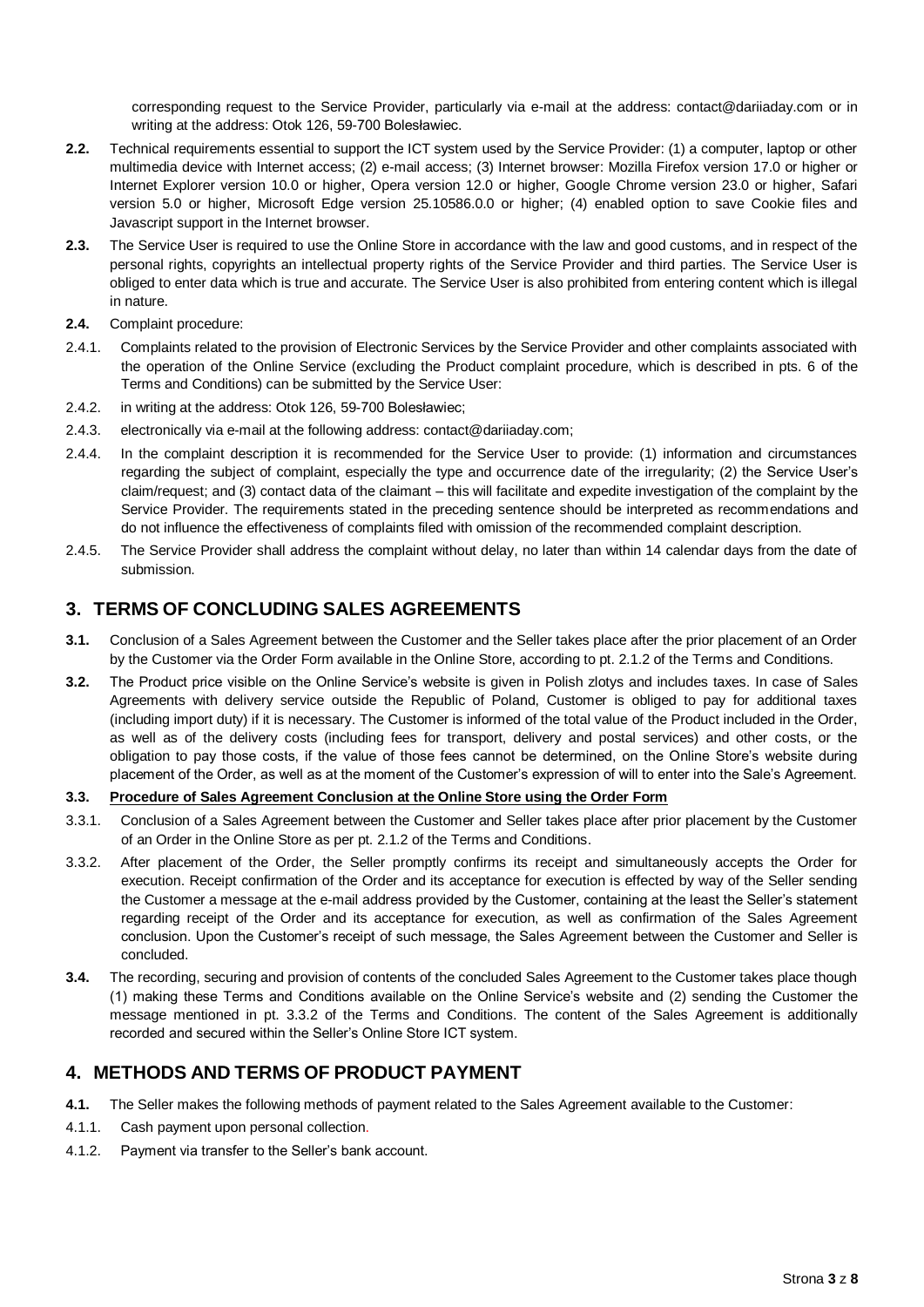corresponding request to the Service Provider, particularly via e-mail at the address: contact@dariiaday.com or in writing at the address: Otok 126, 59-700 Bolesławiec.

**2.2.** Technical requirements essential to support the ICT system used by the Service Provider: (1) a computer, laptop or other multimedia device with Internet access; (2) e-mail access; (3) Internet browser: Mozilla Firefox version 17.0 or higher or Internet Explorer version 10.0 or higher, Opera version 12.0 or higher, Google Chrome version 23.0 or higher, Safari version 5.0 or higher, Microsoft Edge version 25.10586.0.0 or higher; (4) enabled option to save Cookie files and Javascript support in the Internet browser.

**2.3.** The Service User is required to use the Online Store in accordance with the law and good customs, and in respect of the personal rights, copyrights an intellectual property rights of the Service Provider and third parties. The Service User is obliged to enter data which is true and accurate. The Service User is also prohibited from entering content which is illegal in nature.

**2.4.** Complaint procedure:

2.4.1. Complaints related to the provision of Electronic Services by the Service Provider and other complaints associated with the operation of the Online Service (excluding the Product complaint procedure, which is described in pts. 6 of the Terms and Conditions) can be submitted by the Service User:

2.4.2. in writing at the address: Otok 126, 59-700 Bolesławiec;

2.4.3. electronically via e-mail at the following address: contact@dariiaday.com;

2.4.4. In the complaint description it is recommended for the Service User to provide: (1) information and circumstances regarding the subject of complaint, especially the type and occurrence date of the irregularity; (2) the Service User's claim/request; and (3) contact data of the claimant – this will facilitate and expedite investigation of the complaint by the Service Provider. The requirements stated in the preceding sentence should be interpreted as recommendations and do not influence the effectiveness of complaints filed with omission of the recommended complaint description.

2.4.5. The Service Provider shall address the complaint without delay, no later than within 14 calendar days from the date of submission.

## 3. TERMS OF CONCLUDING SALES AGREEMENTS

**3.1.** Conclusion of a Sales Agreement between the Customer and the Seller takes place after the prior placement of an Order by the Customer via the Order Form available in the Online Store, according to pt. 2.1.2 of the Terms and Conditions.

**3.2.** The Product price visible on the Online Service's website is given in Polish zlotys and includes taxes. In case of Sales Agreements with delivery service outside the Republic of Poland, Customer is obliged to pay for additional taxes (including import duty) if it is necessary. The Customer is informed of the total value of the Product included in the Order, as well as of the delivery costs (including fees for transport, delivery and postal services) and other costs, or the obligation to pay those costs, if the value of those fees cannot be determined, on the Online Store's website during placement of the Order, as well as at the moment of the Customer's expression of will to enter into the Sale's Agreement.

**3.3. Procedure of Sales Agreement Conclusion at the Online Store using the Order Form**

3.3.1. Conclusion of a Sales Agreement between the Customer and Seller takes place after prior placement by the Customer of an Order in the Online Store as per pt. 2.1.2 of the Terms and Conditions.

3.3.2. After placement of the Order, the Seller promptly confirms its receipt and simultaneously accepts the Order for execution. Receipt confirmation of the Order and its acceptance for execution is effected by way of the Seller sending the Customer a message at the e-mail address provided by the Customer, containing at the least the Seller's statement regarding receipt of the Order and its acceptance for execution, as well as confirmation of the Sales Agreement conclusion. Upon the Customer's receipt of such message, the Sales Agreement between the Customer and Seller is concluded.

**3.4.** The recording, securing and provision of contents of the concluded Sales Agreement to the Customer takes place though (1) making these Terms and Conditions available on the Online Service's website and (2) sending the Customer the message mentioned in pt. 3.3.2 of the Terms and Conditions. The content of the Sales Agreement is additionally recorded and secured within the Seller's Online Store ICT system.

## 4. METHODS AND TERMS OF PRODUCT PAYMENT

**4.1.** The Seller makes the following methods of payment related to the Sales Agreement available to the Customer:

4.1.1. Cash payment upon personal collection.

4.1.2. Payment via transfer to the Seller's bank account.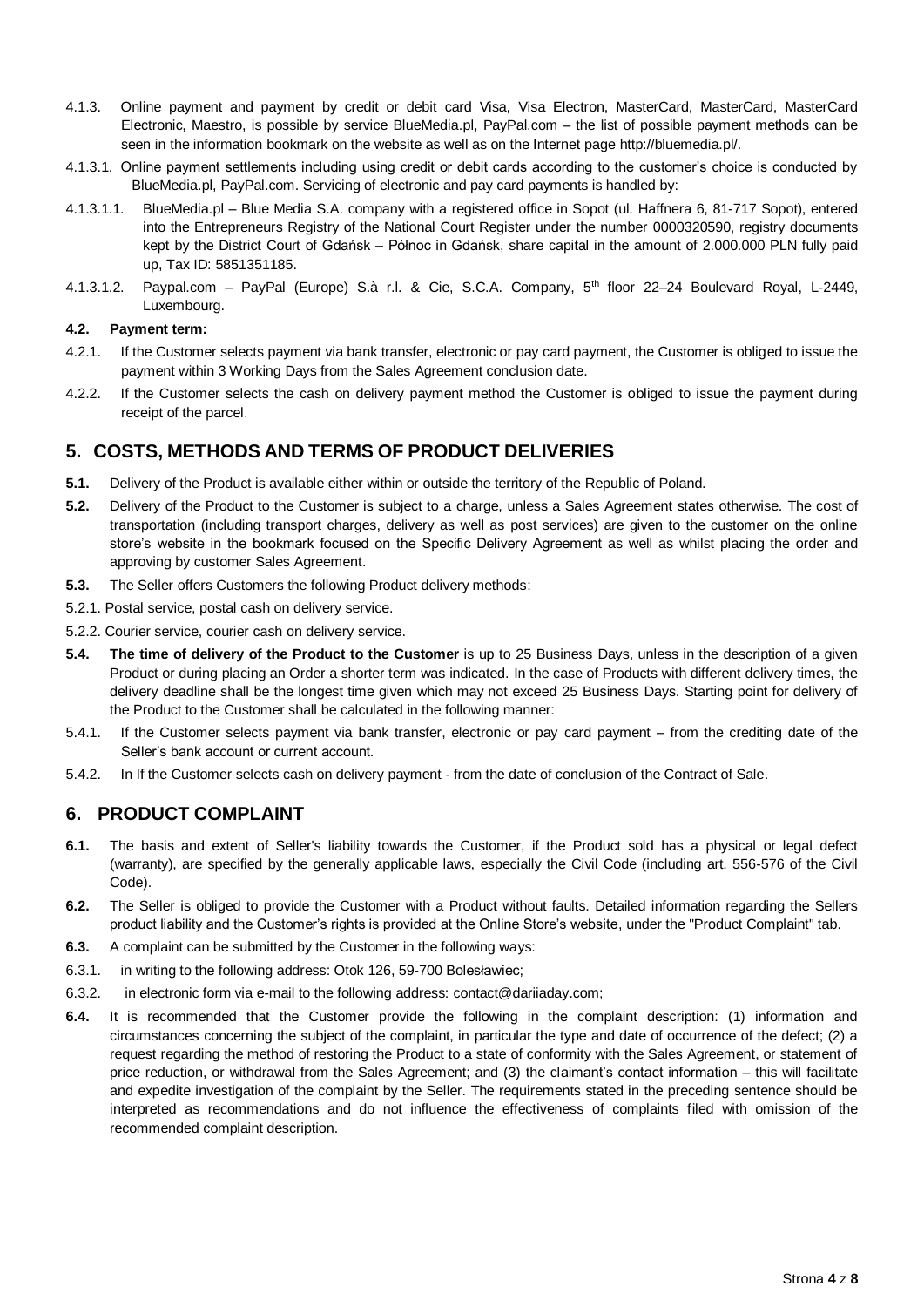4.1.3. Online payment and payment by credit or debit card Visa, Visa Electron, MasterCard, MasterCard, MasterCard Electronic, Maestro, is possible by service BlueMedia.pl, PayPal.com – the list of possible payment methods can be seen in the information bookmark on the website as well as on the Internet page http://bluemedia.pl/.

4.1.3.1. Online payment settlements including using credit or debit cards according to the customer's choice is conducted by BlueMedia.pl, PayPal.com. Servicing of electronic and pay card payments is handled by:

4.1.3.1.1. BlueMedia.pl – Blue Media S.A. company with a registered office in Sopot (ul. Haffnera 6, 81-717 Sopot), entered into the Entrepreneurs Registry of the National Court Register under the number 0000320590, registry documents kept by the District Court of Gdańsk – Północ in Gdańsk, share capital in the amount of 2.000.000 PLN fully paid up, Tax ID: 5851351185.

4.1.3.1.2. Paypal.com – PayPal (Europe) S.à r.l. & Cie, S.C.A. Company, 5th floor 22–24 Boulevard Royal, L-2449, Luxembourg.

**4.2. Payment term:**

4.2.1. If the Customer selects payment via bank transfer, electronic or pay card payment, the Customer is obliged to issue the payment within 3 Working Days from the Sales Agreement conclusion date.

4.2.2. If the Customer selects the cash on delivery payment method the Customer is obliged to issue the payment during receipt of the parcel.

## 5. COSTS, METHODS AND TERMS OF PRODUCT DELIVERIES

**5.1.** Delivery of the Product is available either within or outside the territory of the Republic of Poland.

**5.2.** Delivery of the Product to the Customer is subject to a charge, unless a Sales Agreement states otherwise. The cost of transportation (including transport charges, delivery as well as post services) are given to the customer on the online store's website in the bookmark focused on the Specific Delivery Agreement as well as whilst placing the order and approving by customer Sales Agreement.

**5.3.** The Seller offers Customers the following Product delivery methods:

5.2.1. Postal service, postal cash on delivery service.

5.2.2. Courier service, courier cash on delivery service.

**5.4. The time of delivery of the Product to the Customer** is up to 25 Business Days, unless in the description of a given Product or during placing an Order a shorter term was indicated. In the case of Products with different delivery times, the delivery deadline shall be the longest time given which may not exceed 25 Business Days. Starting point for delivery of the Product to the Customer shall be calculated in the following manner:

5.4.1. If the Customer selects payment via bank transfer, electronic or pay card payment – from the crediting date of the Seller's bank account or current account.

5.4.2. In If the Customer selects cash on delivery payment - from the date of conclusion of the Contract of Sale.

## 6. PRODUCT COMPLAINT

**6.1.** The basis and extent of Seller's liability towards the Customer, if the Product sold has a physical or legal defect (warranty), are specified by the generally applicable laws, especially the Civil Code (including art. 556-576 of the Civil Code).

**6.2.** The Seller is obliged to provide the Customer with a Product without faults. Detailed information regarding the Sellers product liability and the Customer's rights is provided at the Online Store's website, under the "Product Complaint" tab.

**6.3.** A complaint can be submitted by the Customer in the following ways:

6.3.1. in writing to the following address: Otok 126, 59-700 Bolesławiec;

6.3.2. in electronic form via e-mail to the following address: contact@dariiaday.com;

**6.4.** It is recommended that the Customer provide the following in the complaint description: (1) information and circumstances concerning the subject of the complaint, in particular the type and date of occurrence of the defect; (2) a request regarding the method of restoring the Product to a state of conformity with the Sales Agreement, or statement of price reduction, or withdrawal from the Sales Agreement; and (3) the claimant's contact information – this will facilitate and expedite investigation of the complaint by the Seller. The requirements stated in the preceding sentence should be interpreted as recommendations and do not influence the effectiveness of complaints filed with omission of the recommended complaint description.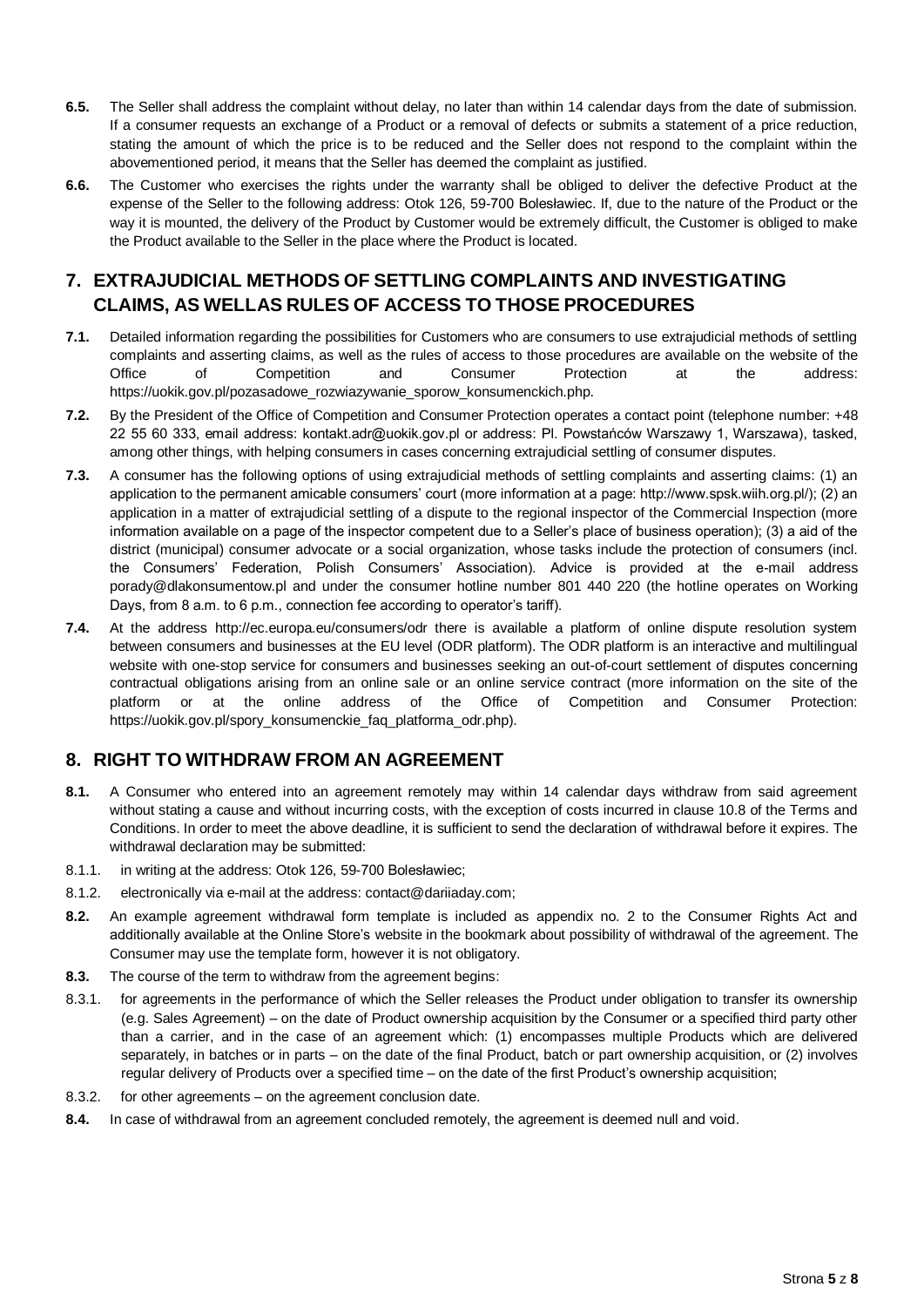**6.5.** The Seller shall address the complaint without delay, no later than within 14 calendar days from the date of submission. If a consumer requests an exchange of a Product or a removal of defects or submits a statement of a price reduction, stating the amount of which the price is to be reduced and the Seller does not respond to the complaint within the abovementioned period, it means that the Seller has deemed the complaint as justified.

**6.6.** The Customer who exercises the rights under the warranty shall be obliged to deliver the defective Product at the expense of the Seller to the following address: Otok 126, 59-700 Bolesławiec. If, due to the nature of the Product or the way it is mounted, the delivery of the Product by Customer would be extremely difficult, the Customer is obliged to make the Product available to the Seller in the place where the Product is located.

## 7. EXTRAJUDICIAL METHODS OF SETTLING COMPLAINTS AND INVESTIGATING CLAIMS, AS WELLAS RULES OF ACCESS TO THOSE PROCEDURES

**7.1.** Detailed information regarding the possibilities for Customers who are consumers to use extrajudicial methods of settling complaints and asserting claims, as well as the rules of access to those procedures are available on the website of the Office of Competition and Consumer Protection at the address: https://uokik.gov.pl/pozasadowe_rozwiazywanie_sporow_konsumenckich.php.

**7.2.** By the President of the Office of Competition and Consumer Protection operates a contact point (telephone number: +48 22 55 60 333, email address: kontakt.adr@uokik.gov.pl or address: Pl. Powstańców Warszawy 1, Warszawa), tasked, among other things, with helping consumers in cases concerning extrajudicial settling of consumer disputes.

**7.3.** A consumer has the following options of using extrajudicial methods of settling complaints and asserting claims: (1) an application to the permanent amicable consumers' court (more information at a page: http://www.spsk.wiih.org.pl/); (2) an application in a matter of extrajudicial settling of a dispute to the regional inspector of the Commercial Inspection (more information available on a page of the inspector competent due to a Seller's place of business operation); (3) a aid of the district (municipal) consumer advocate or a social organization, whose tasks include the protection of consumers (incl. the Consumers' Federation, Polish Consumers' Association). Advice is provided at the e-mail address porady@dlakonsumentow.pl and under the consumer hotline number 801 440 220 (the hotline operates on Working Days, from 8 a.m. to 6 p.m., connection fee according to operator's tariff).

**7.4.** At the address http://ec.europa.eu/consumers/odr there is available a platform of online dispute resolution system between consumers and businesses at the EU level (ODR platform). The ODR platform is an interactive and multilingual website with one-stop service for consumers and businesses seeking an out-of-court settlement of disputes concerning contractual obligations arising from an online sale or an online service contract (more information on the site of the platform or at the online address of the Office of Competition and Consumer Protection: https://uokik.gov.pl/spory_konsumenckie_faq_platforma_odr.php).

## 8. RIGHT TO WITHDRAW FROM AN AGREEMENT

**8.1.** A Consumer who entered into an agreement remotely may within 14 calendar days withdraw from said agreement without stating a cause and without incurring costs, with the exception of costs incurred in clause 10.8 of the Terms and Conditions. In order to meet the above deadline, it is sufficient to send the declaration of withdrawal before it expires. The withdrawal declaration may be submitted:

8.1.1. in writing at the address: Otok 126, 59-700 Bolesławiec;

8.1.2. electronically via e-mail at the address: contact@dariiaday.com;

**8.2.** An example agreement withdrawal form template is included as appendix no. 2 to the Consumer Rights Act and additionally available at the Online Store's website in the bookmark about possibility of withdrawal of the agreement. The Consumer may use the template form, however it is not obligatory.

**8.3.** The course of the term to withdraw from the agreement begins:

8.3.1. for agreements in the performance of which the Seller releases the Product under obligation to transfer its ownership (e.g. Sales Agreement) – on the date of Product ownership acquisition by the Consumer or a specified third party other than a carrier, and in the case of an agreement which: (1) encompasses multiple Products which are delivered separately, in batches or in parts – on the date of the final Product, batch or part ownership acquisition, or (2) involves regular delivery of Products over a specified time – on the date of the first Product's ownership acquisition;

8.3.2. for other agreements – on the agreement conclusion date.

**8.4.** In case of withdrawal from an agreement concluded remotely, the agreement is deemed null and void.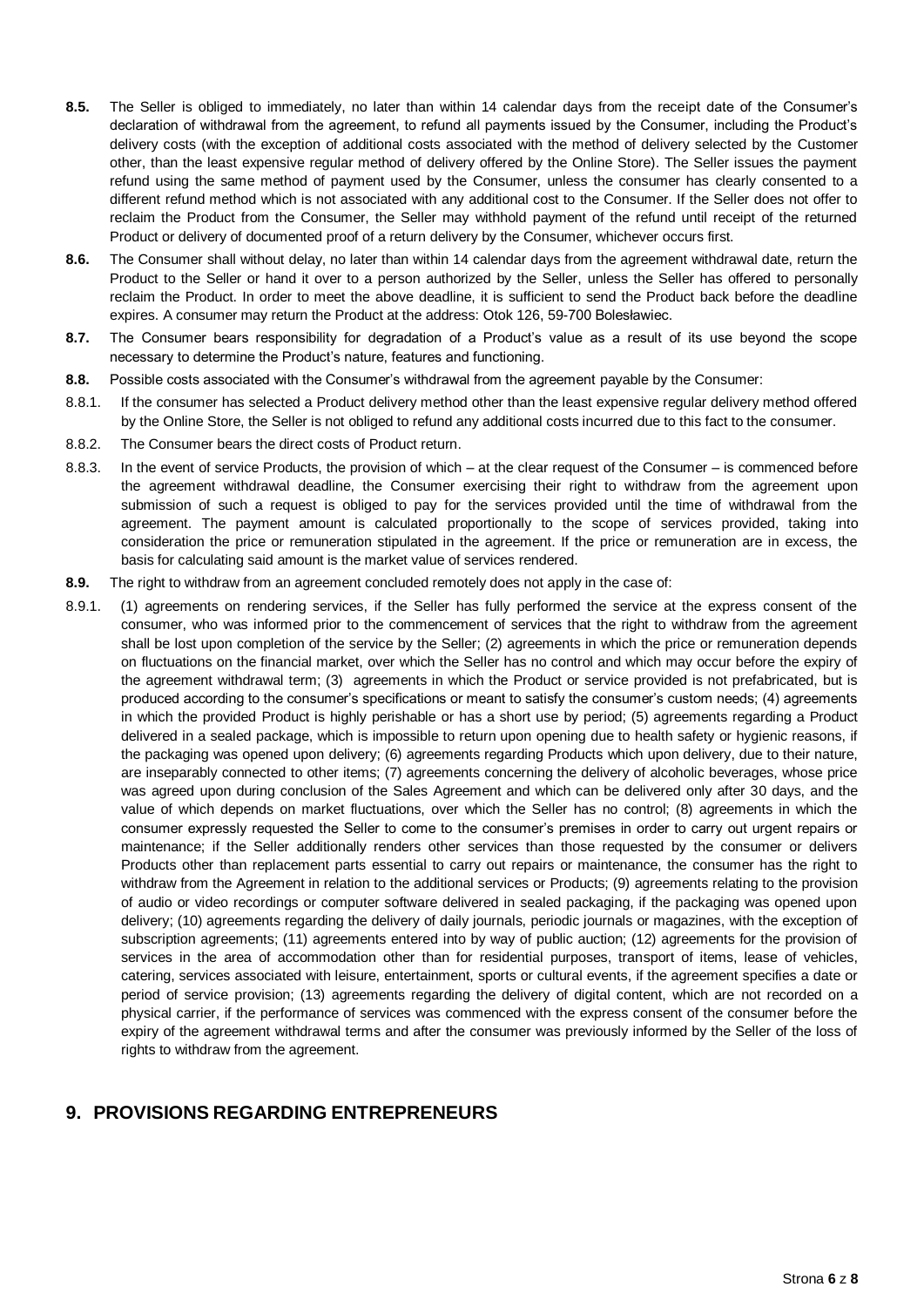**8.5.** The Seller is obliged to immediately, no later than within 14 calendar days from the receipt date of the Consumer's declaration of withdrawal from the agreement, to refund all payments issued by the Consumer, including the Product's delivery costs (with the exception of additional costs associated with the method of delivery selected by the Customer other, than the least expensive regular method of delivery offered by the Online Store). The Seller issues the payment refund using the same method of payment used by the Consumer, unless the consumer has clearly consented to a different refund method which is not associated with any additional cost to the Consumer. If the Seller does not offer to reclaim the Product from the Consumer, the Seller may withhold payment of the refund until receipt of the returned Product or delivery of documented proof of a return delivery by the Consumer, whichever occurs first.

**8.6.** The Consumer shall without delay, no later than within 14 calendar days from the agreement withdrawal date, return the Product to the Seller or hand it over to a person authorized by the Seller, unless the Seller has offered to personally reclaim the Product. In order to meet the above deadline, it is sufficient to send the Product back before the deadline expires. A consumer may return the Product at the address: Otok 126, 59-700 Bolesławiec.

**8.7.** The Consumer bears responsibility for degradation of a Product's value as a result of its use beyond the scope necessary to determine the Product's nature, features and functioning.

**8.8.** Possible costs associated with the Consumer's withdrawal from the agreement payable by the Consumer:

8.8.1. If the consumer has selected a Product delivery method other than the least expensive regular delivery method offered by the Online Store, the Seller is not obliged to refund any additional costs incurred due to this fact to the consumer.

8.8.2. The Consumer bears the direct costs of Product return.

8.8.3. In the event of service Products, the provision of which – at the clear request of the Consumer – is commenced before the agreement withdrawal deadline, the Consumer exercising their right to withdraw from the agreement upon submission of such a request is obliged to pay for the services provided until the time of withdrawal from the agreement. The payment amount is calculated proportionally to the scope of services provided, taking into consideration the price or remuneration stipulated in the agreement. If the price or remuneration are in excess, the basis for calculating said amount is the market value of services rendered.

**8.9.** The right to withdraw from an agreement concluded remotely does not apply in the case of:

8.9.1. (1) agreements on rendering services, if the Seller has fully performed the service at the express consent of the consumer, who was informed prior to the commencement of services that the right to withdraw from the agreement shall be lost upon completion of the service by the Seller; (2) agreements in which the price or remuneration depends on fluctuations on the financial market, over which the Seller has no control and which may occur before the expiry of the agreement withdrawal term; (3) agreements in which the Product or service provided is not prefabricated, but is produced according to the consumer's specifications or meant to satisfy the consumer's custom needs; (4) agreements in which the provided Product is highly perishable or has a short use by period; (5) agreements regarding a Product delivered in a sealed package, which is impossible to return upon opening due to health safety or hygienic reasons, if the packaging was opened upon delivery; (6) agreements regarding Products which upon delivery, due to their nature, are inseparably connected to other items; (7) agreements concerning the delivery of alcoholic beverages, whose price was agreed upon during conclusion of the Sales Agreement and which can be delivered only after 30 days, and the value of which depends on market fluctuations, over which the Seller has no control; (8) agreements in which the consumer expressly requested the Seller to come to the consumer's premises in order to carry out urgent repairs or maintenance; if the Seller additionally renders other services than those requested by the consumer or delivers Products other than replacement parts essential to carry out repairs or maintenance, the consumer has the right to withdraw from the Agreement in relation to the additional services or Products; (9) agreements relating to the provision of audio or video recordings or computer software delivered in sealed packaging, if the packaging was opened upon delivery; (10) agreements regarding the delivery of daily journals, periodic journals or magazines, with the exception of subscription agreements; (11) agreements entered into by way of public auction; (12) agreements for the provision of services in the area of accommodation other than for residential purposes, transport of items, lease of vehicles, catering, services associated with leisure, entertainment, sports or cultural events, if the agreement specifies a date or period of service provision; (13) agreements regarding the delivery of digital content, which are not recorded on a physical carrier, if the performance of services was commenced with the express consent of the consumer before the expiry of the agreement withdrawal terms and after the consumer was previously informed by the Seller of the loss of rights to withdraw from the agreement.

## 9. PROVISIONS REGARDING ENTREPRENEURS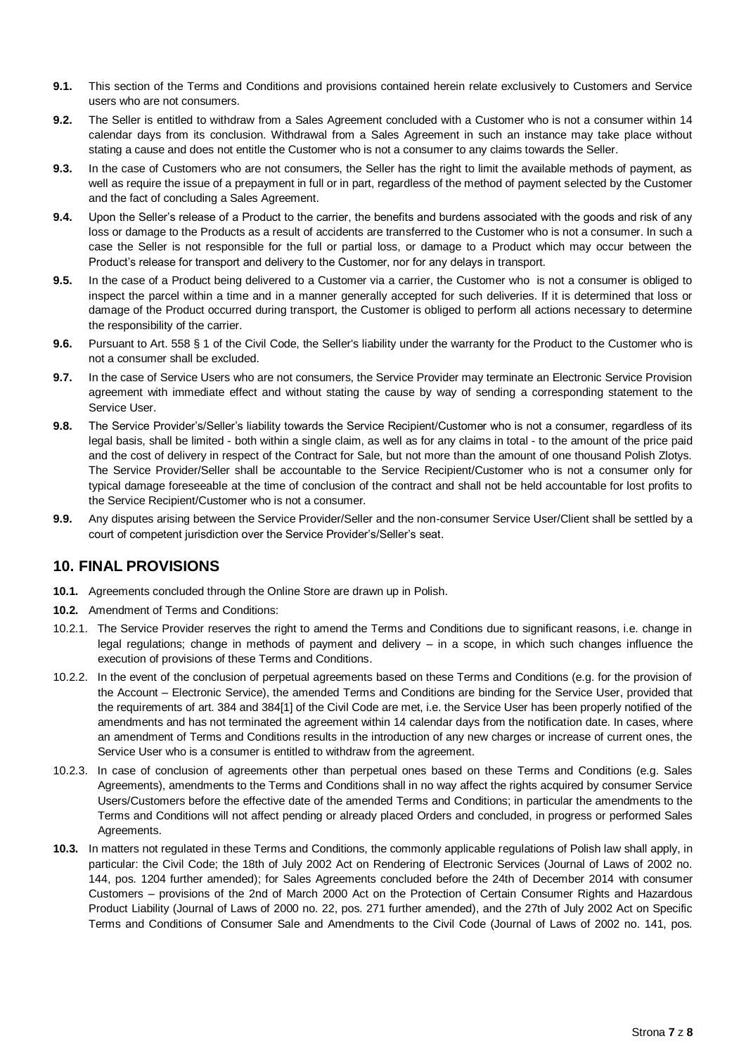**9.1.** This section of the Terms and Conditions and provisions contained herein relate exclusively to Customers and Service users who are not consumers.

**9.2.** The Seller is entitled to withdraw from a Sales Agreement concluded with a Customer who is not a consumer within 14 calendar days from its conclusion. Withdrawal from a Sales Agreement in such an instance may take place without stating a cause and does not entitle the Customer who is not a consumer to any claims towards the Seller.

**9.3.** In the case of Customers who are not consumers, the Seller has the right to limit the available methods of payment, as well as require the issue of a prepayment in full or in part, regardless of the method of payment selected by the Customer and the fact of concluding a Sales Agreement.

**9.4.** Upon the Seller's release of a Product to the carrier, the benefits and burdens associated with the goods and risk of any loss or damage to the Products as a result of accidents are transferred to the Customer who is not a consumer. In such a case the Seller is not responsible for the full or partial loss, or damage to a Product which may occur between the Product's release for transport and delivery to the Customer, nor for any delays in transport.

**9.5.** In the case of a Product being delivered to a Customer via a carrier, the Customer who is not a consumer is obliged to inspect the parcel within a time and in a manner generally accepted for such deliveries. If it is determined that loss or damage of the Product occurred during transport, the Customer is obliged to perform all actions necessary to determine the responsibility of the carrier.

**9.6.** Pursuant to Art. 558 § 1 of the Civil Code, the Seller's liability under the warranty for the Product to the Customer who is not a consumer shall be excluded.

**9.7.** In the case of Service Users who are not consumers, the Service Provider may terminate an Electronic Service Provision agreement with immediate effect and without stating the cause by way of sending a corresponding statement to the Service User.

**9.8.** The Service Provider's/Seller's liability towards the Service Recipient/Customer who is not a consumer, regardless of its legal basis, shall be limited - both within a single claim, as well as for any claims in total - to the amount of the price paid and the cost of delivery in respect of the Contract for Sale, but not more than the amount of one thousand Polish Zlotys. The Service Provider/Seller shall be accountable to the Service Recipient/Customer who is not a consumer only for typical damage foreseeable at the time of conclusion of the contract and shall not be held accountable for lost profits to the Service Recipient/Customer who is not a consumer.

**9.9.** Any disputes arising between the Service Provider/Seller and the non-consumer Service User/Client shall be settled by a court of competent jurisdiction over the Service Provider's/Seller's seat.

## 10. FINAL PROVISIONS

**10.1.** Agreements concluded through the Online Store are drawn up in Polish.

**10.2.** Amendment of Terms and Conditions:

10.2.1. The Service Provider reserves the right to amend the Terms and Conditions due to significant reasons, i.e. change in legal regulations; change in methods of payment and delivery – in a scope, in which such changes influence the execution of provisions of these Terms and Conditions.

10.2.2. In the event of the conclusion of perpetual agreements based on these Terms and Conditions (e.g. for the provision of the Account – Electronic Service), the amended Terms and Conditions are binding for the Service User, provided that the requirements of art. 384 and 384[1] of the Civil Code are met, i.e. the Service User has been properly notified of the amendments and has not terminated the agreement within 14 calendar days from the notification date. In cases, where an amendment of Terms and Conditions results in the introduction of any new charges or increase of current ones, the Service User who is a consumer is entitled to withdraw from the agreement.

10.2.3. In case of conclusion of agreements other than perpetual ones based on these Terms and Conditions (e.g. Sales Agreements), amendments to the Terms and Conditions shall in no way affect the rights acquired by consumer Service Users/Customers before the effective date of the amended Terms and Conditions; in particular the amendments to the Terms and Conditions will not affect pending or already placed Orders and concluded, in progress or performed Sales Agreements.

**10.3.** In matters not regulated in these Terms and Conditions, the commonly applicable regulations of Polish law shall apply, in particular: the Civil Code; the 18th of July 2002 Act on Rendering of Electronic Services (Journal of Laws of 2002 no. 144, pos. 1204 further amended); for Sales Agreements concluded before the 24th of December 2014 with consumer Customers – provisions of the 2nd of March 2000 Act on the Protection of Certain Consumer Rights and Hazardous Product Liability (Journal of Laws of 2000 no. 22, pos. 271 further amended), and the 27th of July 2002 Act on Specific Terms and Conditions of Consumer Sale and Amendments to the Civil Code (Journal of Laws of 2002 no. 141, pos.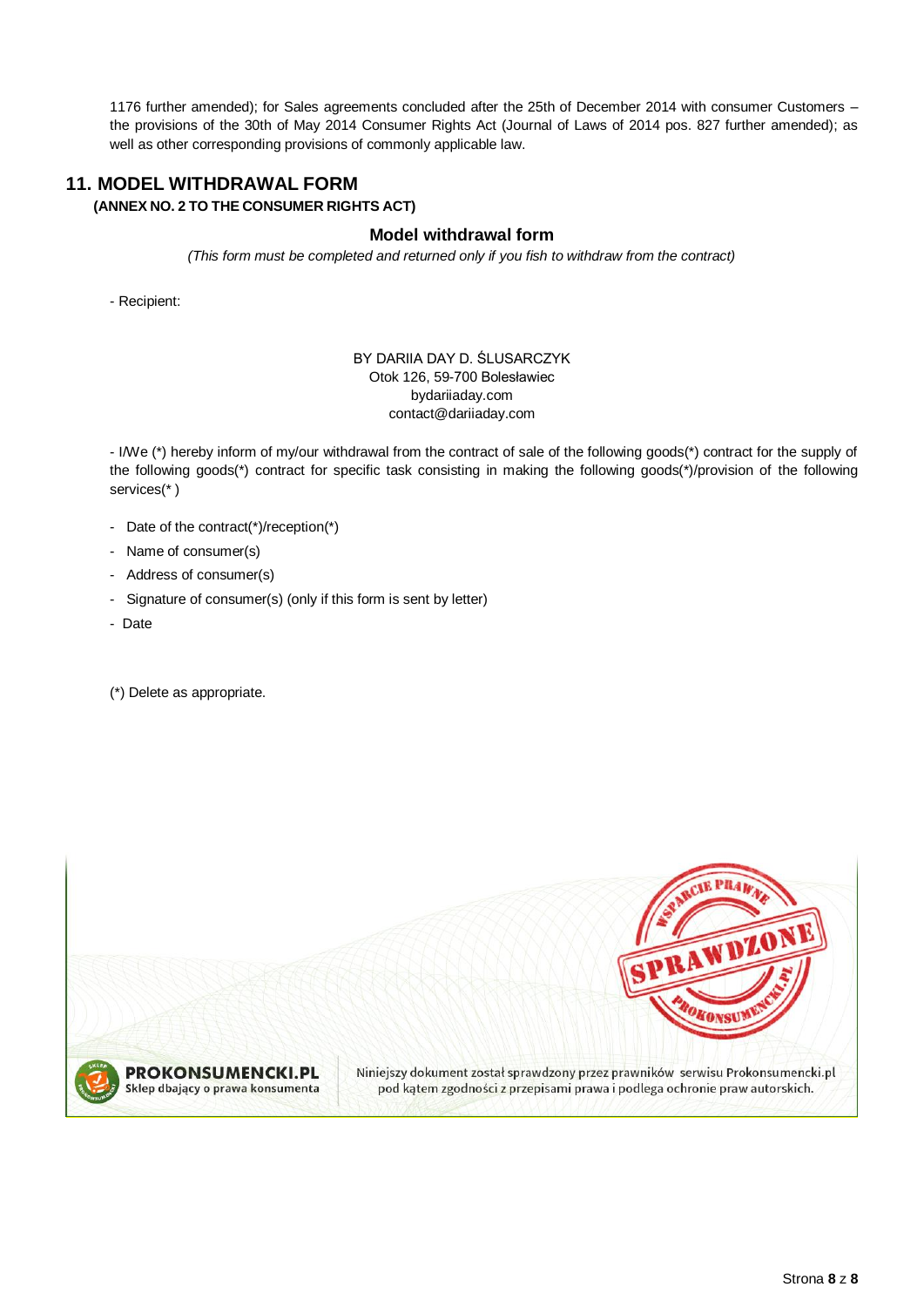1176 further amended); for Sales agreements concluded after the 25th of December 2014 with consumer Customers – the provisions of the 30th of May 2014 Consumer Rights Act (Journal of Laws of 2014 pos. 827 further amended); as well as other corresponding provisions of commonly applicable law.

## 11. MODEL WITHDRAWAL FORM

**(ANNEX NO. 2 TO THE CONSUMER RIGHTS ACT)**

### Model withdrawal form

*(This form must be completed and returned only if you fish to withdraw from the contract)*

- Recipient:

BY DARIIA DAY D. ŚLUSARCZYK
Otok 126, 59-700 Bolesławiec
bydariiaday.com
contact@dariiaday.com

- I/We (*) hereby inform of my/our withdrawal from the contract of sale of the following goods(*) contract for the supply of the following goods(*) contract for specific task consisting in making the following goods(*)/provision of the following services(* )

- Date of the contract(*)/reception(*)
- Name of consumer(s)
- Address of consumer(s)
- Signature of consumer(s) (only if this form is sent by letter)
- Date

(*) Delete as appropriate.

WSPARCIE PRAWNE SPRAWDZONE PROKONSUMENCKI.PL

PROKONSUMENCKI.PL
Sklep dbający o prawa konsumenta

Niniejszy dokument został sprawdzony przez prawników serwisu Prokonsumencki.pl pod kątem zgodności z przepisami prawa i podlega ochronie praw autorskich.